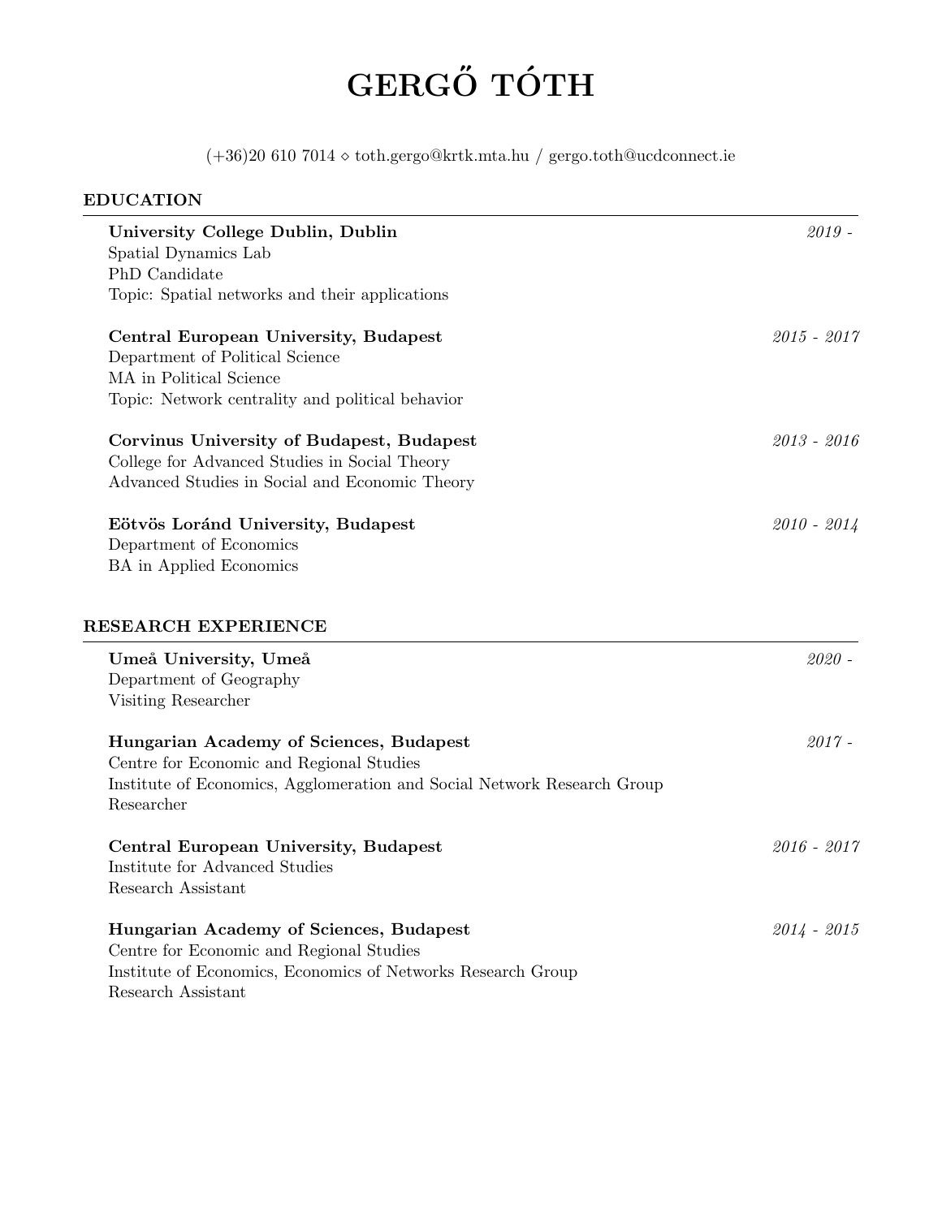# GERGŐ TÓTH

(+36)20 610 7014 ⋄ toth.gergo@krtk.mta.hu / gergo.toth@ucdconnect.ie

## EDUCATION

**University College Dublin, Dublin** *2019 -*
Spatial Dynamics Lab
PhD Candidate
Topic: Spatial networks and their applications

**Central European University, Budapest** *2015 - 2017*
Department of Political Science
MA in Political Science
Topic: Network centrality and political behavior

**Corvinus University of Budapest, Budapest** *2013 - 2016*
College for Advanced Studies in Social Theory
Advanced Studies in Social and Economic Theory

**Eötvös Loránd University, Budapest** *2010 - 2014*
Department of Economics
BA in Applied Economics

## RESEARCH EXPERIENCE

**Umeå University, Umeå** *2020 -*
Department of Geography
Visiting Researcher

**Hungarian Academy of Sciences, Budapest** *2017 -*
Centre for Economic and Regional Studies
Institute of Economics, Agglomeration and Social Network Research Group
Researcher

**Central European University, Budapest** *2016 - 2017*
Institute for Advanced Studies
Research Assistant

**Hungarian Academy of Sciences, Budapest** *2014 - 2015*
Centre for Economic and Regional Studies
Institute of Economics, Economics of Networks Research Group
Research Assistant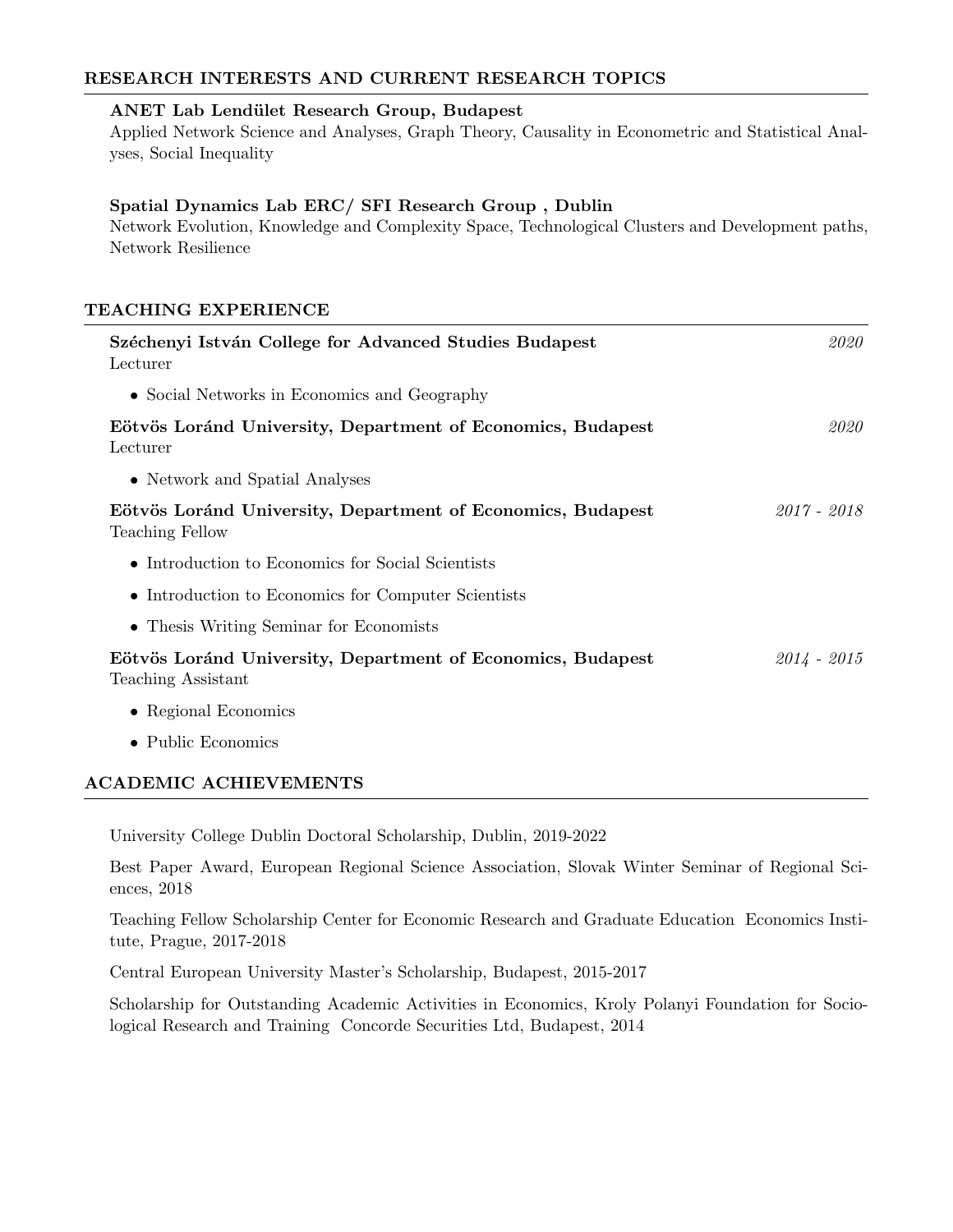## RESEARCH INTERESTS AND CURRENT RESEARCH TOPICS

**ANET Lab Lendület Research Group, Budapest**
Applied Network Science and Analyses, Graph Theory, Causality in Econometric and Statistical Analyses, Social Inequality

**Spatial Dynamics Lab ERC/ SFI Research Group , Dublin**
Network Evolution, Knowledge and Complexity Space, Technological Clusters and Development paths, Network Resilience

## TEACHING EXPERIENCE

**Széchenyi István College for Advanced Studies Budapest** *2020*
Lecturer

- Social Networks in Economics and Geography

**Eötvös Loránd University, Department of Economics, Budapest** *2020*
Lecturer

- Network and Spatial Analyses

**Eötvös Loránd University, Department of Economics, Budapest** *2017 - 2018*
Teaching Fellow

- Introduction to Economics for Social Scientists
- Introduction to Economics for Computer Scientists
- Thesis Writing Seminar for Economists

**Eötvös Loránd University, Department of Economics, Budapest** *2014 - 2015*
Teaching Assistant

- Regional Economics
- Public Economics

## ACADEMIC ACHIEVEMENTS

University College Dublin Doctoral Scholarship, Dublin, 2019-2022

Best Paper Award, European Regional Science Association, Slovak Winter Seminar of Regional Sciences, 2018

Teaching Fellow Scholarship Center for Economic Research and Graduate Education Economics Institute, Prague, 2017-2018

Central European University Master's Scholarship, Budapest, 2015-2017

Scholarship for Outstanding Academic Activities in Economics, Kroly Polanyi Foundation for Sociological Research and Training Concorde Securities Ltd, Budapest, 2014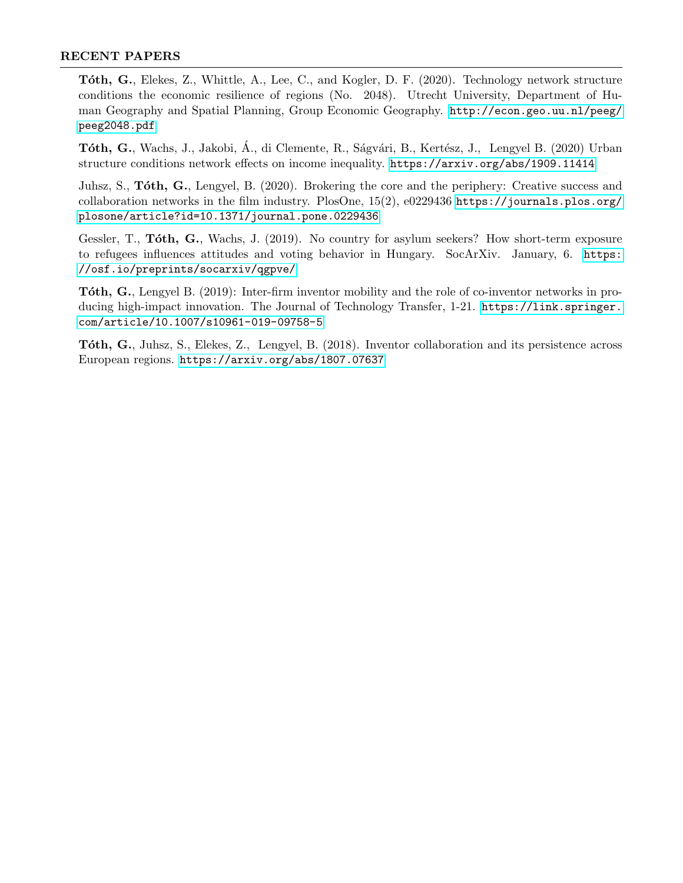## RECENT PAPERS

**Tóth, G.**, Elekes, Z., Whittle, A., Lee, C., and Kogler, D. F. (2020). Technology network structure conditions the economic resilience of regions (No. 2048). Utrecht University, Department of Human Geography and Spatial Planning, Group Economic Geography. http://econ.geo.uu.nl/peeg/peeg2048.pdf

**Tóth, G.**, Wachs, J., Jakobi, Á., di Clemente, R., Ságvári, B., Kertész, J., Lengyel B. (2020) Urban structure conditions network effects on income inequality. https://arxiv.org/abs/1909.11414

Juhsz, S., **Tóth, G.**, Lengyel, B. (2020). Brokering the core and the periphery: Creative success and collaboration networks in the film industry. PlosOne, 15(2), e0229436 https://journals.plos.org/plosone/article?id=10.1371/journal.pone.0229436

Gessler, T., **Tóth, G.**, Wachs, J. (2019). No country for asylum seekers? How short-term exposure to refugees influences attitudes and voting behavior in Hungary. SocArXiv. January, 6. https://osf.io/preprints/socarxiv/qgpve/

**Tóth, G.**, Lengyel B. (2019): Inter-firm inventor mobility and the role of co-inventor networks in producing high-impact innovation. The Journal of Technology Transfer, 1-21. https://link.springer.com/article/10.1007/s10961-019-09758-5

**Tóth, G.**, Juhsz, S., Elekes, Z., Lengyel, B. (2018). Inventor collaboration and its persistence across European regions. https://arxiv.org/abs/1807.07637